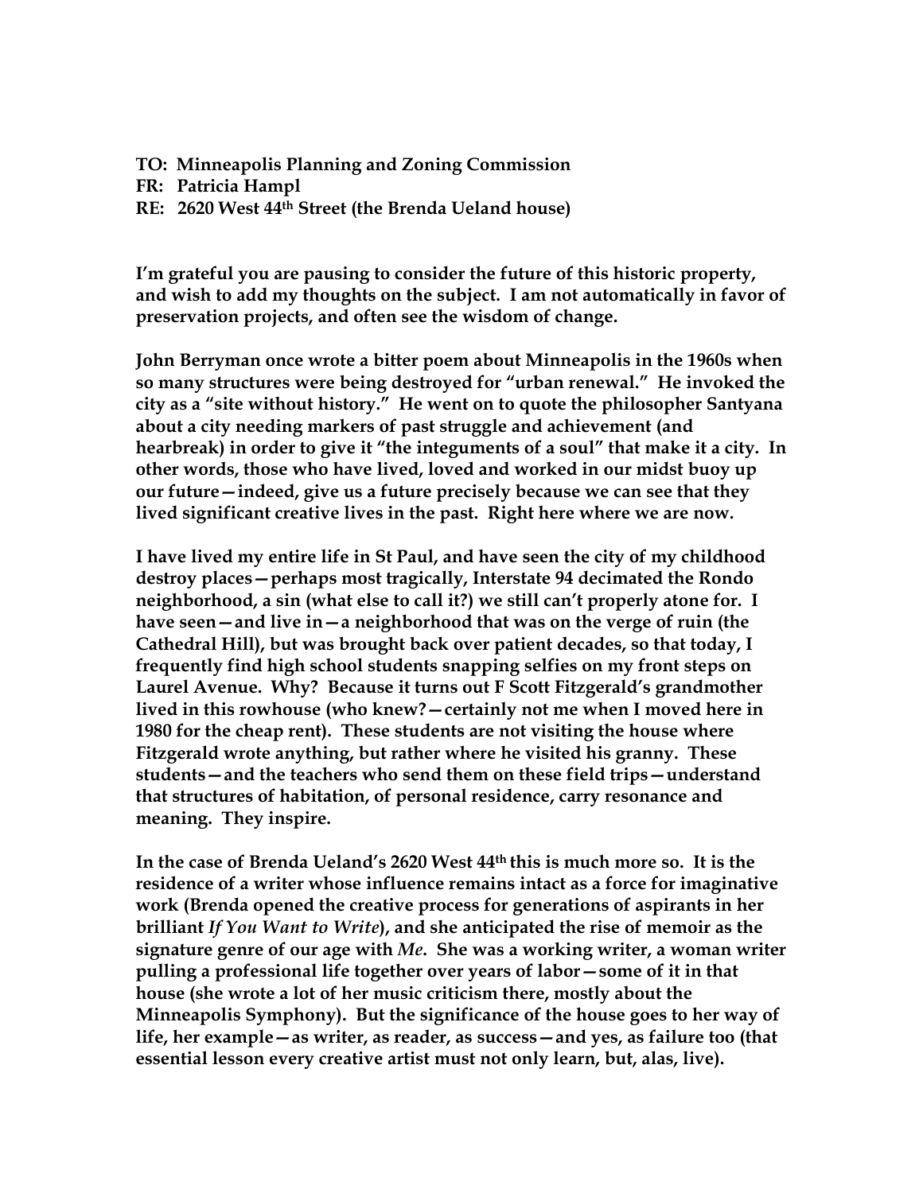**TO: Minneapolis Planning and Zoning Commission**
**FR: Patricia Hampl**
**RE: 2620 West 44th Street (the Brenda Ueland house)**

**I'm grateful you are pausing to consider the future of this historic property, and wish to add my thoughts on the subject. I am not automatically in favor of preservation projects, and often see the wisdom of change.**

**John Berryman once wrote a bitter poem about Minneapolis in the 1960s when so many structures were being destroyed for "urban renewal." He invoked the city as a "site without history." He went on to quote the philosopher Santyana about a city needing markers of past struggle and achievement (and hearbreak) in order to give it "the integuments of a soul" that make it a city. In other words, those who have lived, loved and worked in our midst buoy up our future—indeed, give us a future precisely because we can see that they lived significant creative lives in the past. Right here where we are now.**

**I have lived my entire life in St Paul, and have seen the city of my childhood destroy places—perhaps most tragically, Interstate 94 decimated the Rondo neighborhood, a sin (what else to call it?) we still can't properly atone for. I have seen—and live in—a neighborhood that was on the verge of ruin (the Cathedral Hill), but was brought back over patient decades, so that today, I frequently find high school students snapping selfies on my front steps on Laurel Avenue. Why? Because it turns out F Scott Fitzgerald's grandmother lived in this rowhouse (who knew?—certainly not me when I moved here in 1980 for the cheap rent). These students are not visiting the house where Fitzgerald wrote anything, but rather where he visited his granny. These students—and the teachers who send them on these field trips—understand that structures of habitation, of personal residence, carry resonance and meaning. They inspire.**

**In the case of Brenda Ueland's 2620 West 44th this is much more so. It is the residence of a writer whose influence remains intact as a force for imaginative work (Brenda opened the creative process for generations of aspirants in her brilliant *If You Want to Write*), and she anticipated the rise of memoir as the signature genre of our age with *Me*. She was a working writer, a woman writer pulling a professional life together over years of labor—some of it in that house (she wrote a lot of her music criticism there, mostly about the Minneapolis Symphony). But the significance of the house goes to her way of life, her example—as writer, as reader, as success—and yes, as failure too (that essential lesson every creative artist must not only learn, but, alas, live).**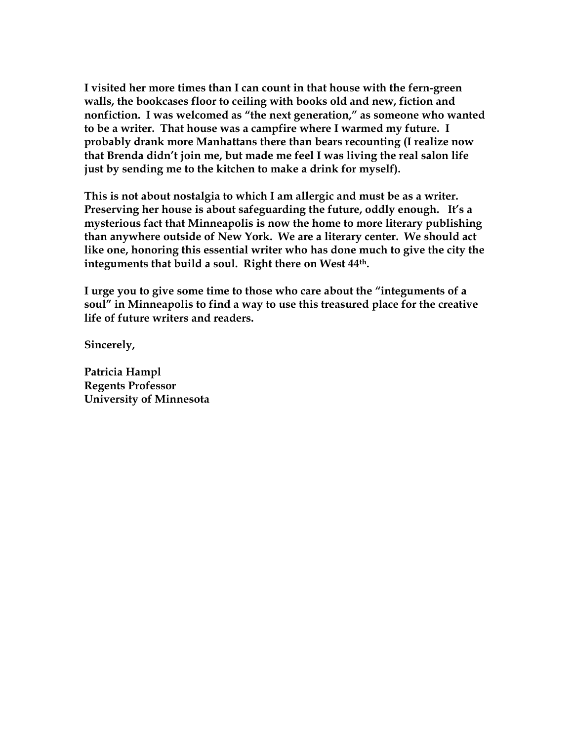**I visited her more times than I can count in that house with the fern-green walls, the bookcases floor to ceiling with books old and new, fiction and nonfiction. I was welcomed as "the next generation," as someone who wanted to be a writer. That house was a campfire where I warmed my future. I probably drank more Manhattans there than bears recounting (I realize now that Brenda didn't join me, but made me feel I was living the real salon life just by sending me to the kitchen to make a drink for myself).**

**This is not about nostalgia to which I am allergic and must be as a writer. Preserving her house is about safeguarding the future, oddly enough. It's a mysterious fact that Minneapolis is now the home to more literary publishing than anywhere outside of New York. We are a literary center. We should act like one, honoring this essential writer who has done much to give the city the integuments that build a soul. Right there on West 44th.**

**I urge you to give some time to those who care about the "integuments of a soul" in Minneapolis to find a way to use this treasured place for the creative life of future writers and readers.**

**Sincerely,**

**Patricia Hampl**
**Regents Professor**
**University of Minnesota**